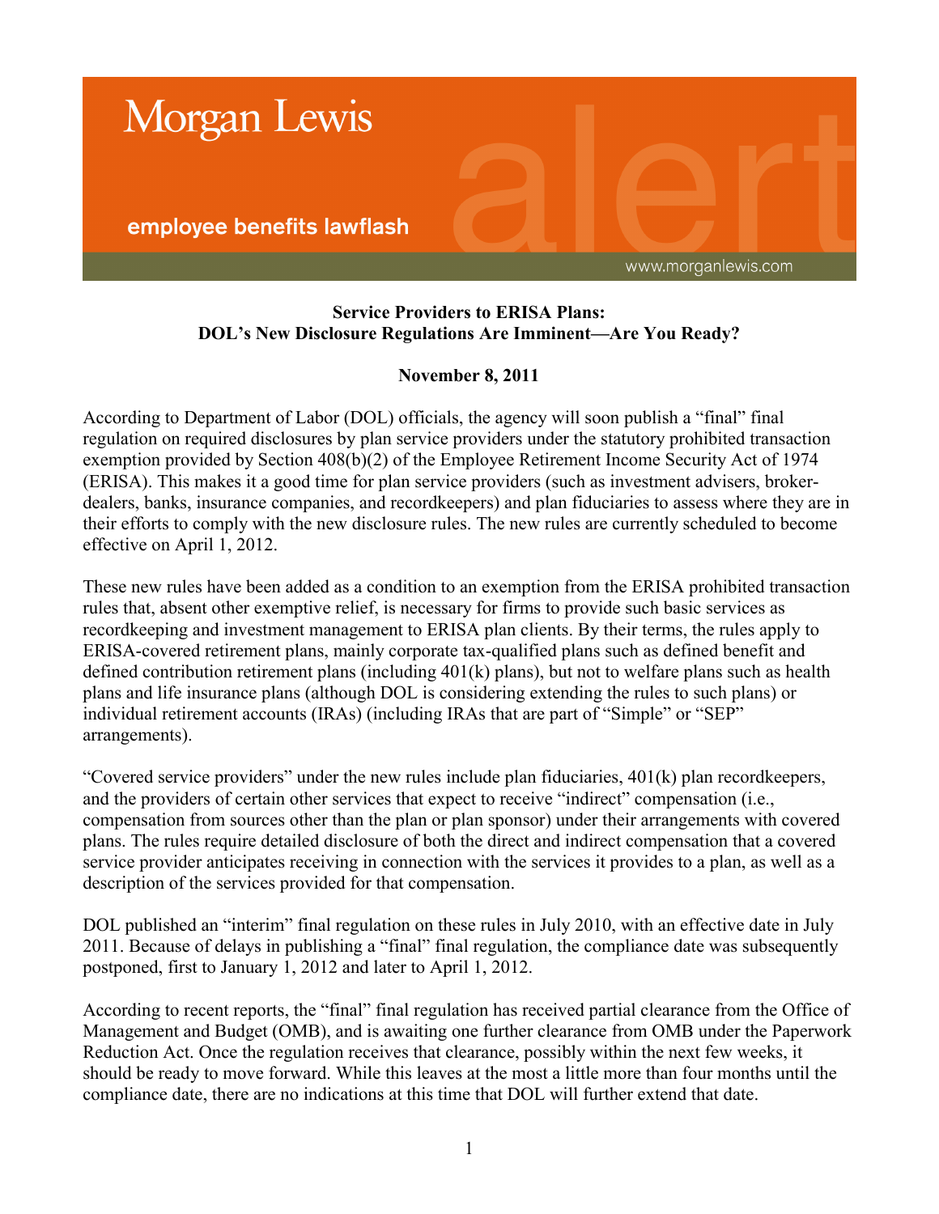Morgan Lewis

employee benefits lawflash

www.morganlewis.com

**Service Providers to ERISA Plans:**
**DOL's New Disclosure Regulations Are Imminent—Are You Ready?**

**November 8, 2011**

According to Department of Labor (DOL) officials, the agency will soon publish a "final" final regulation on required disclosures by plan service providers under the statutory prohibited transaction exemption provided by Section 408(b)(2) of the Employee Retirement Income Security Act of 1974 (ERISA). This makes it a good time for plan service providers (such as investment advisers, broker-dealers, banks, insurance companies, and recordkeepers) and plan fiduciaries to assess where they are in their efforts to comply with the new disclosure rules. The new rules are currently scheduled to become effective on April 1, 2012.

These new rules have been added as a condition to an exemption from the ERISA prohibited transaction rules that, absent other exemptive relief, is necessary for firms to provide such basic services as recordkeeping and investment management to ERISA plan clients. By their terms, the rules apply to ERISA-covered retirement plans, mainly corporate tax-qualified plans such as defined benefit and defined contribution retirement plans (including 401(k) plans), but not to welfare plans such as health plans and life insurance plans (although DOL is considering extending the rules to such plans) or individual retirement accounts (IRAs) (including IRAs that are part of "Simple" or "SEP" arrangements).

"Covered service providers" under the new rules include plan fiduciaries, 401(k) plan recordkeepers, and the providers of certain other services that expect to receive "indirect" compensation (i.e., compensation from sources other than the plan or plan sponsor) under their arrangements with covered plans. The rules require detailed disclosure of both the direct and indirect compensation that a covered service provider anticipates receiving in connection with the services it provides to a plan, as well as a description of the services provided for that compensation.

DOL published an "interim" final regulation on these rules in July 2010, with an effective date in July 2011. Because of delays in publishing a "final" final regulation, the compliance date was subsequently postponed, first to January 1, 2012 and later to April 1, 2012.

According to recent reports, the "final" final regulation has received partial clearance from the Office of Management and Budget (OMB), and is awaiting one further clearance from OMB under the Paperwork Reduction Act. Once the regulation receives that clearance, possibly within the next few weeks, it should be ready to move forward. While this leaves at the most a little more than four months until the compliance date, there are no indications at this time that DOL will further extend that date.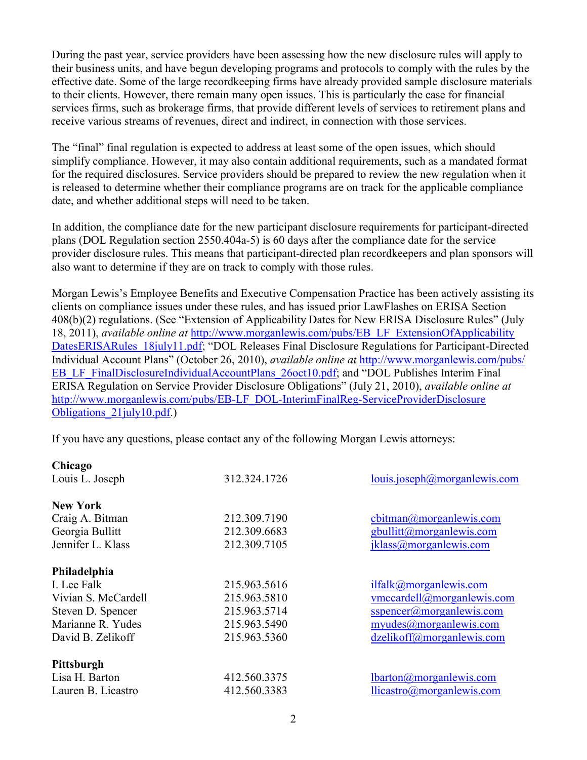During the past year, service providers have been assessing how the new disclosure rules will apply to their business units, and have begun developing programs and protocols to comply with the rules by the effective date. Some of the large recordkeeping firms have already provided sample disclosure materials to their clients. However, there remain many open issues. This is particularly the case for financial services firms, such as brokerage firms, that provide different levels of services to retirement plans and receive various streams of revenues, direct and indirect, in connection with those services.

The "final" final regulation is expected to address at least some of the open issues, which should simplify compliance. However, it may also contain additional requirements, such as a mandated format for the required disclosures. Service providers should be prepared to review the new regulation when it is released to determine whether their compliance programs are on track for the applicable compliance date, and whether additional steps will need to be taken.

In addition, the compliance date for the new participant disclosure requirements for participant-directed plans (DOL Regulation section 2550.404a-5) is 60 days after the compliance date for the service provider disclosure rules. This means that participant-directed plan recordkeepers and plan sponsors will also want to determine if they are on track to comply with those rules.

Morgan Lewis's Employee Benefits and Executive Compensation Practice has been actively assisting its clients on compliance issues under these rules, and has issued prior LawFlashes on ERISA Section 408(b)(2) regulations. (See "Extension of Applicability Dates for New ERISA Disclosure Rules" (July 18, 2011), *available online at* [http://www.morganlewis.com/pubs/EB_LF_ExtensionOfApplicabilityDatesERISARules_18july11.pdf](http://www.morganlewis.com/pubs/EB_LF_ExtensionOfApplicabilityDatesERISARules_18july11.pdf); "DOL Releases Final Disclosure Regulations for Participant-Directed Individual Account Plans" (October 26, 2010), *available online at* [http://www.morganlewis.com/pubs/EB_LF_FinalDisclosureIndividualAccountPlans_26oct10.pdf](http://www.morganlewis.com/pubs/EB_LF_FinalDisclosureIndividualAccountPlans_26oct10.pdf); and "DOL Publishes Interim Final ERISA Regulation on Service Provider Disclosure Obligations" (July 21, 2010), *available online at* [http://www.morganlewis.com/pubs/EB-LF_DOL-InterimFinalReg-ServiceProviderDisclosureObligations_21july10.pdf](http://www.morganlewis.com/pubs/EB-LF_DOL-InterimFinalReg-ServiceProviderDisclosureObligations_21july10.pdf).)

If you have any questions, please contact any of the following Morgan Lewis attorneys:

**Chicago**

| | | |
|---|---|---|
| Louis L. Joseph | 312.324.1726 | louis.joseph@morganlewis.com |

**New York**

| | | |
|---|---|---|
| Craig A. Bitman | 212.309.7190 | cbitman@morganlewis.com |
| Georgia Bullitt | 212.309.6683 | gbullitt@morganlewis.com |
| Jennifer L. Klass | 212.309.7105 | jklass@morganlewis.com |

**Philadelphia**

| | | |
|---|---|---|
| I. Lee Falk | 215.963.5616 | ilfalk@morganlewis.com |
| Vivian S. McCardell | 215.963.5810 | vmccardell@morganlewis.com |
| Steven D. Spencer | 215.963.5714 | sspencer@morganlewis.com |
| Marianne R. Yudes | 215.963.5490 | myudes@morganlewis.com |
| David B. Zelikoff | 215.963.5360 | dzelikoff@morganlewis.com |

**Pittsburgh**

| | | |
|---|---|---|
| Lisa H. Barton | 412.560.3375 | lbarton@morganlewis.com |
| Lauren B. Licastro | 412.560.3383 | llicastro@morganlewis.com |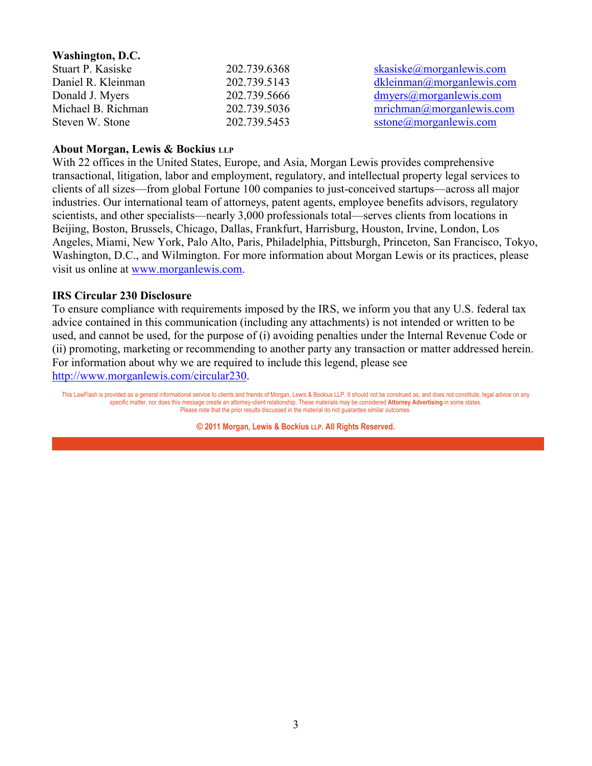**Washington, D.C.**

| | | |
|---|---|---|
| Stuart P. Kasiske | 202.739.6368 | skasiske@morganlewis.com |
| Daniel R. Kleinman | 202.739.5143 | dkleinman@morganlewis.com |
| Donald J. Myers | 202.739.5666 | dmyers@morganlewis.com |
| Michael B. Richman | 202.739.5036 | mrichman@morganlewis.com |
| Steven W. Stone | 202.739.5453 | sstone@morganlewis.com |

**About Morgan, Lewis & Bockius LLP**

With 22 offices in the United States, Europe, and Asia, Morgan Lewis provides comprehensive transactional, litigation, labor and employment, regulatory, and intellectual property legal services to clients of all sizes—from global Fortune 100 companies to just-conceived startups—across all major industries. Our international team of attorneys, patent agents, employee benefits advisors, regulatory scientists, and other specialists—nearly 3,000 professionals total—serves clients from locations in Beijing, Boston, Brussels, Chicago, Dallas, Frankfurt, Harrisburg, Houston, Irvine, London, Los Angeles, Miami, New York, Palo Alto, Paris, Philadelphia, Pittsburgh, Princeton, San Francisco, Tokyo, Washington, D.C., and Wilmington. For more information about Morgan Lewis or its practices, please visit us online at www.morganlewis.com.

**IRS Circular 230 Disclosure**

To ensure compliance with requirements imposed by the IRS, we inform you that any U.S. federal tax advice contained in this communication (including any attachments) is not intended or written to be used, and cannot be used, for the purpose of (i) avoiding penalties under the Internal Revenue Code or (ii) promoting, marketing or recommending to another party any transaction or matter addressed herein. For information about why we are required to include this legend, please see http://www.morganlewis.com/circular230.

This LawFlash is provided as a general informational service to clients and friends of Morgan, Lewis & Bockius LLP. It should not be construed as, and does not constitute, legal advice on any specific matter, nor does this message create an attorney-client relationship. These materials may be considered **Attorney Advertising** in some states. Please note that the prior results discussed in the material do not guarantee similar outcomes.

**© 2011 Morgan, Lewis & Bockius LLP. All Rights Reserved.**